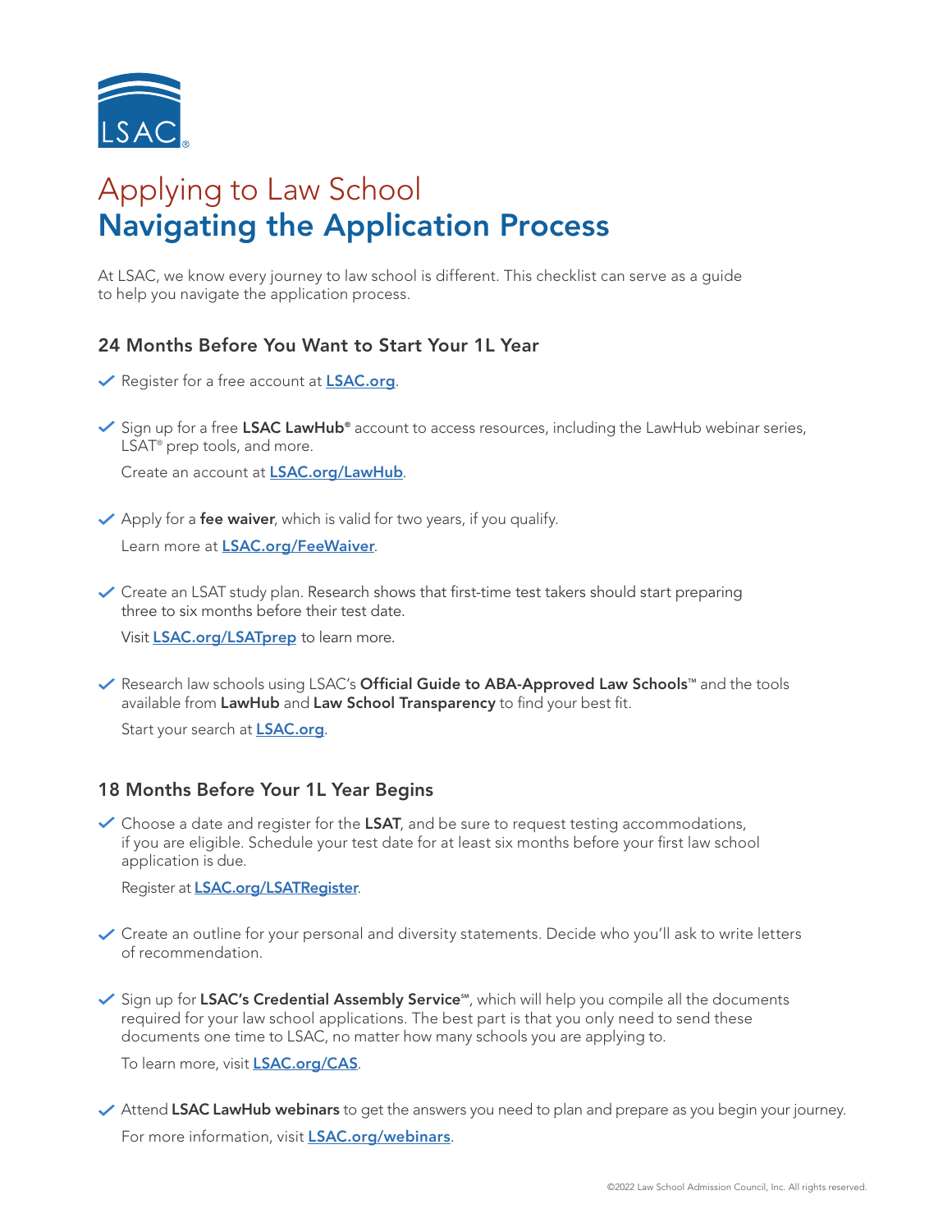# Applying to Law School
## Navigating the Application Process

At LSAC, we know every journey to law school is different. This checklist can serve as a guide to help you navigate the application process.

### 24 Months Before You Want to Start Your 1L Year

- ✓ Register for a free account at **[LSAC.org](LSAC.org)**.

- ✓ Sign up for a free **LSAC LawHub®** account to access resources, including the LawHub webinar series, LSAT® prep tools, and more.

  Create an account at **[LSAC.org/LawHub](LSAC.org/LawHub)**.

- ✓ Apply for a **fee waiver**, which is valid for two years, if you qualify.

  Learn more at **[LSAC.org/FeeWaiver](LSAC.org/FeeWaiver)**.

- ✓ Create an LSAT study plan. Research shows that first-time test takers should start preparing three to six months before their test date.

  Visit **[LSAC.org/LSATprep](LSAC.org/LSATprep)** to learn more.

- ✓ Research law schools using LSAC's **Official Guide to ABA-Approved Law Schools™** and the tools available from **LawHub** and **Law School Transparency** to find your best fit.

  Start your search at **[LSAC.org](LSAC.org)**.

### 18 Months Before Your 1L Year Begins

- ✓ Choose a date and register for the **LSAT**, and be sure to request testing accommodations, if you are eligible. Schedule your test date for at least six months before your first law school application is due.

  Register at **[LSAC.org/LSATRegister](LSAC.org/LSATRegister)**.

- ✓ Create an outline for your personal and diversity statements. Decide who you'll ask to write letters of recommendation.

- ✓ Sign up for **LSAC's Credential Assembly Service℠**, which will help you compile all the documents required for your law school applications. The best part is that you only need to send these documents one time to LSAC, no matter how many schools you are applying to.

  To learn more, visit **[LSAC.org/CAS](LSAC.org/CAS)**.

- ✓ Attend **LSAC LawHub webinars** to get the answers you need to plan and prepare as you begin your journey.

  For more information, visit **[LSAC.org/webinars](LSAC.org/webinars)**.

©2022 Law School Admission Council, Inc. All rights reserved.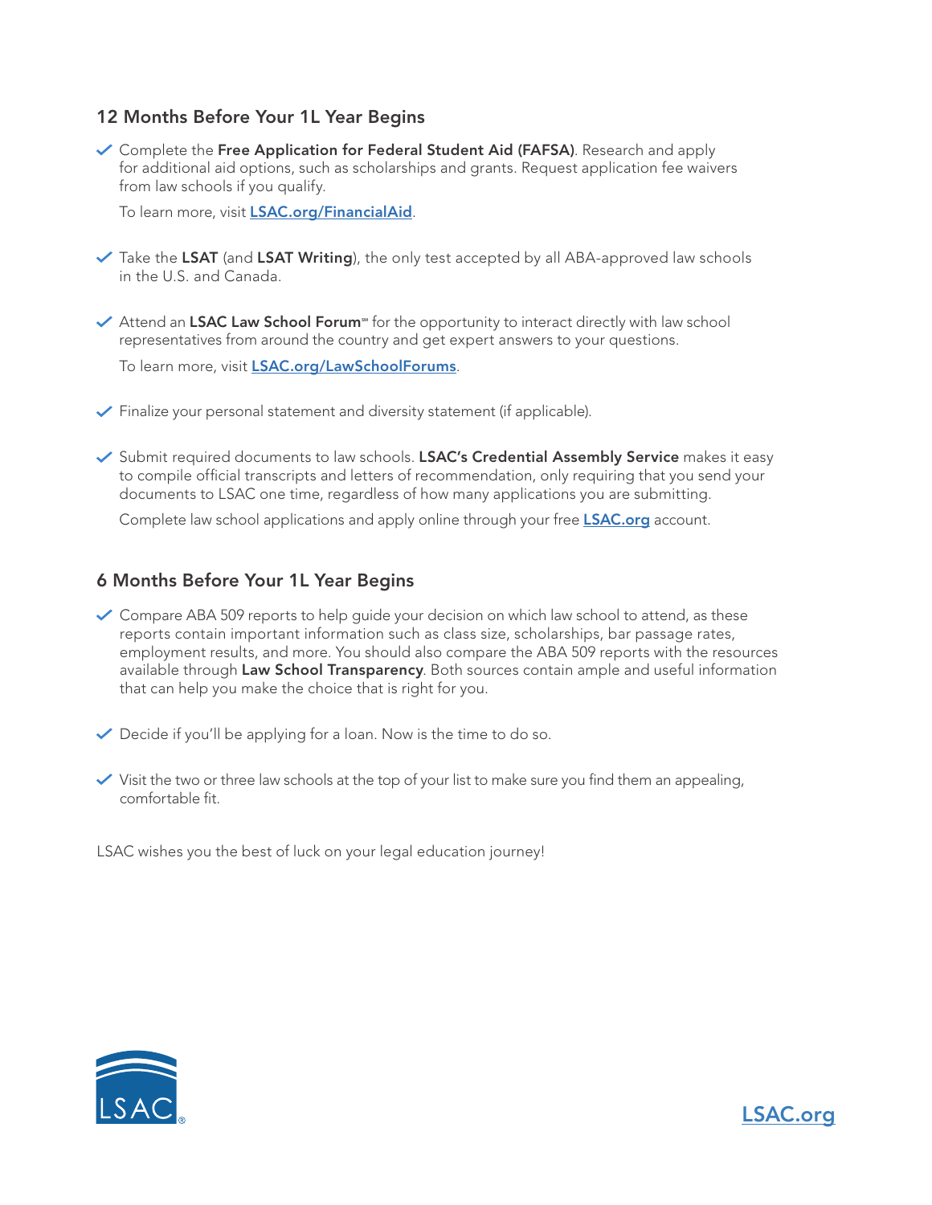## 12 Months Before Your 1L Year Begins

- Complete the **Free Application for Federal Student Aid (FAFSA)**. Research and apply for additional aid options, such as scholarships and grants. Request application fee waivers from law schools if you qualify.

  To learn more, visit LSAC.org/FinancialAid.

- Take the **LSAT** (and **LSAT Writing**), the only test accepted by all ABA-approved law schools in the U.S. and Canada.

- Attend an **LSAC Law School Forum**℠ for the opportunity to interact directly with law school representatives from around the country and get expert answers to your questions.

  To learn more, visit LSAC.org/LawSchoolForums.

- Finalize your personal statement and diversity statement (if applicable).

- Submit required documents to law schools. **LSAC's Credential Assembly Service** makes it easy to compile official transcripts and letters of recommendation, only requiring that you send your documents to LSAC one time, regardless of how many applications you are submitting.

  Complete law school applications and apply online through your free LSAC.org account.

## 6 Months Before Your 1L Year Begins

- Compare ABA 509 reports to help guide your decision on which law school to attend, as these reports contain important information such as class size, scholarships, bar passage rates, employment results, and more. You should also compare the ABA 509 reports with the resources available through **Law School Transparency**. Both sources contain ample and useful information that can help you make the choice that is right for you.

- Decide if you'll be applying for a loan. Now is the time to do so.

- Visit the two or three law schools at the top of your list to make sure you find them an appealing, comfortable fit.

LSAC wishes you the best of luck on your legal education journey!

LSAC.org